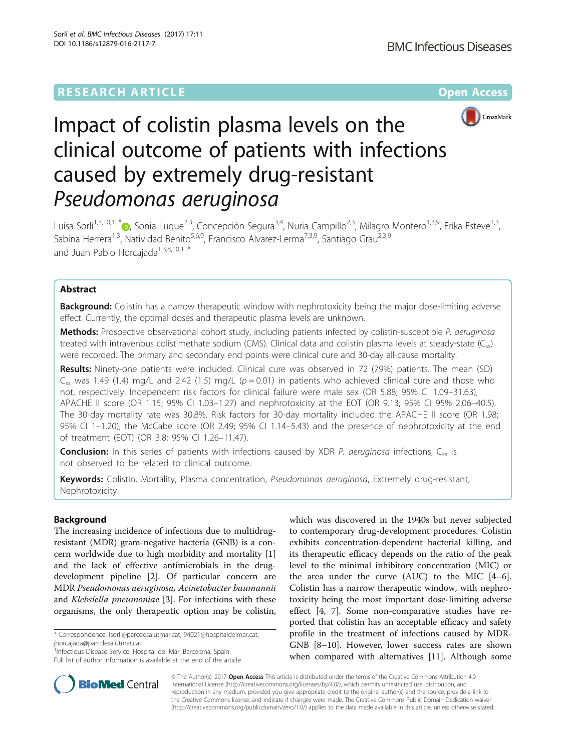RESEARCH ARTICLE

Open Access

# Impact of colistin plasma levels on the clinical outcome of patients with infections caused by extremely drug-resistant *Pseudomonas aeruginosa*

Luisa Sorlí[1,3,10,11*], Sonia Luque[2,3], Concepción Segura[3,4], Nuria Campillo[2,3], Milagro Montero[1,3,9], Erika Esteve[1,3], Sabina Herrera[1,3], Natividad Benito[5,6,9], Francisco Alvarez-Lerma[7,3,9], Santiago Grau[2,3,9] and Juan Pablo Horcajada[1,3,8,10,11*]

## Abstract

**Background:** Colistin has a narrow therapeutic window with nephrotoxicity being the major dose-limiting adverse effect. Currently, the optimal doses and therapeutic plasma levels are unknown.

**Methods:** Prospective observational cohort study, including patients infected by colistin-susceptible *P. aeruginosa* treated with intravenous colistimethate sodium (CMS). Clinical data and colistin plasma levels at steady-state ($C_{ss}$) were recorded. The primary and secondary end points were clinical cure and 30-day all-cause mortality.

**Results:** Ninety-one patients were included. Clinical cure was observed in 72 (79%) patients. The mean (SD) $C_{ss}$ was 1.49 (1.4) mg/L and 2.42 (1.5) mg/L ($p = 0.01$) in patients who achieved clinical cure and those who not, respectively. Independent risk factors for clinical failure were male sex (OR 5.88; 95% CI 1.09–31.63), APACHE II score (OR 1.15; 95% CI 1.03–1.27) and nephrotoxicity at the EOT (OR 9.13; 95% CI 95% 2.06–40.5). The 30-day mortality rate was 30.8%. Risk factors for 30-day mortality included the APACHE II score (OR 1.98; 95% CI 1–1.20), the McCabe score (OR 2.49; 95% CI 1.14–5.43) and the presence of nephrotoxicity at the end of treatment (EOT) (OR 3.8; 95% CI 1.26–11.47).

**Conclusion:** In this series of patients with infections caused by XDR *P. aeruginosa* infections, $C_{ss}$ is not observed to be related to clinical outcome.

**Keywords:** Colistin, Mortality, Plasma concentration, *Pseudomonas aeruginosa*, Extremely drug-resistant, Nephrotoxicity

## Background

The increasing incidence of infections due to multidrug-resistant (MDR) gram-negative bacteria (GNB) is a concern worldwide due to high morbidity and mortality [1] and the lack of effective antimicrobials in the drug-development pipeline [2]. Of particular concern are MDR *Pseudomonas aeruginosa, Acinetobacter baumannii* and *Klebsiella pneumoniae* [3]. For infections with these organisms, the only therapeutic option may be colistin, which was discovered in the 1940s but never subjected to contemporary drug-development procedures. Colistin exhibits concentration-dependent bacterial killing, and its therapeutic efficacy depends on the ratio of the peak level to the minimal inhibitory concentration (MIC) or the area under the curve (AUC) to the MIC [4–6]. Colistin has a narrow therapeutic window, with nephrotoxicity being the most important dose-limiting adverse effect [4, 7]. Some non-comparative studies have reported that colistin has an acceptable efficacy and safety profile in the treatment of infections caused by MDR-GNB [8–10]. However, lower success rates are shown when compared with alternatives [11]. Although some

\* Correspondence: lsorli@parcdesalutmar.cat; 94021@hospitaldelmar.cat; jhorcajada@parcdesalutmar.cat
[1]Infectious Disease Service, Hospital del Mar, Barcelona, Spain
Full list of author information is available at the end of the article

© The Author(s). 2017 **Open Access** This article is distributed under the terms of the Creative Commons Attribution 4.0 International License (http://creativecommons.org/licenses/by/4.0/), which permits unrestricted use, distribution, and reproduction in any medium, provided you give appropriate credit to the original author(s) and the source, provide a link to the Creative Commons license, and indicate if changes were made. The Creative Commons Public Domain Dedication waiver (http://creativecommons.org/publicdomain/zero/1.0/) applies to the data made available in this article, unless otherwise stated.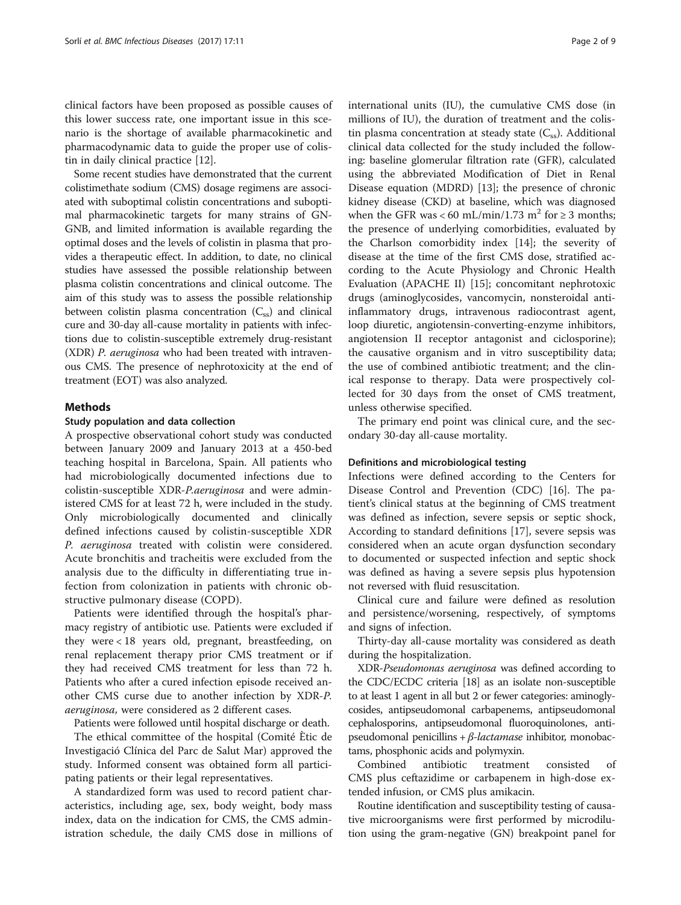clinical factors have been proposed as possible causes of this lower success rate, one important issue in this scenario is the shortage of available pharmacokinetic and pharmacodynamic data to guide the proper use of colistin in daily clinical practice [12].

Some recent studies have demonstrated that the current colistimethate sodium (CMS) dosage regimens are associated with suboptimal colistin concentrations and suboptimal pharmacokinetic targets for many strains of GN-GNB, and limited information is available regarding the optimal doses and the levels of colistin in plasma that provides a therapeutic effect. In addition, to date, no clinical studies have assessed the possible relationship between plasma colistin concentrations and clinical outcome. The aim of this study was to assess the possible relationship between colistin plasma concentration ($C_{ss}$) and clinical cure and 30-day all-cause mortality in patients with infections due to colistin-susceptible extremely drug-resistant (XDR) *P. aeruginosa* who had been treated with intravenous CMS. The presence of nephrotoxicity at the end of treatment (EOT) was also analyzed.

## Methods

### Study population and data collection

A prospective observational cohort study was conducted between January 2009 and January 2013 at a 450-bed teaching hospital in Barcelona, Spain. All patients who had microbiologically documented infections due to colistin-susceptible XDR-*P.aeruginosa* and were administered CMS for at least 72 h, were included in the study. Only microbiologically documented and clinically defined infections caused by colistin-susceptible XDR *P. aeruginosa* treated with colistin were considered. Acute bronchitis and tracheitis were excluded from the analysis due to the difficulty in differentiating true infection from colonization in patients with chronic obstructive pulmonary disease (COPD).

Patients were identified through the hospital's pharmacy registry of antibiotic use. Patients were excluded if they were < 18 years old, pregnant, breastfeeding, on renal replacement therapy prior CMS treatment or if they had received CMS treatment for less than 72 h. Patients who after a cured infection episode received another CMS curse due to another infection by XDR-*P. aeruginosa*, were considered as 2 different cases.

Patients were followed until hospital discharge or death.

The ethical committee of the hospital (Comité Ètic de Investigació Clínica del Parc de Salut Mar) approved the study. Informed consent was obtained form all participating patients or their legal representatives.

A standardized form was used to record patient characteristics, including age, sex, body weight, body mass index, data on the indication for CMS, the CMS administration schedule, the daily CMS dose in millions of international units (IU), the cumulative CMS dose (in millions of IU), the duration of treatment and the colistin plasma concentration at steady state ($C_{ss}$). Additional clinical data collected for the study included the following: baseline glomerular filtration rate (GFR), calculated using the abbreviated Modification of Diet in Renal Disease equation (MDRD) [13]; the presence of chronic kidney disease (CKD) at baseline, which was diagnosed when the GFR was < 60 mL/min/1.73 $m^2$ for ≥ 3 months; the presence of underlying comorbidities, evaluated by the Charlson comorbidity index [14]; the severity of disease at the time of the first CMS dose, stratified according to the Acute Physiology and Chronic Health Evaluation (APACHE II) [15]; concomitant nephrotoxic drugs (aminoglycosides, vancomycin, nonsteroidal anti-inflammatory drugs, intravenous radiocontrast agent, loop diuretic, angiotensin-converting-enzyme inhibitors, angiotensin II receptor antagonist and ciclosporine); the causative organism and in vitro susceptibility data; the use of combined antibiotic treatment; and the clinical response to therapy. Data were prospectively collected for 30 days from the onset of CMS treatment, unless otherwise specified.

The primary end point was clinical cure, and the secondary 30-day all-cause mortality.

### Definitions and microbiological testing

Infections were defined according to the Centers for Disease Control and Prevention (CDC) [16]. The patient's clinical status at the beginning of CMS treatment was defined as infection, severe sepsis or septic shock, According to standard definitions [17], severe sepsis was considered when an acute organ dysfunction secondary to documented or suspected infection and septic shock was defined as having a severe sepsis plus hypotension not reversed with fluid resuscitation.

Clinical cure and failure were defined as resolution and persistence/worsening, respectively, of symptoms and signs of infection.

Thirty-day all-cause mortality was considered as death during the hospitalization.

XDR-*Pseudomonas aeruginosa* was defined according to the CDC/ECDC criteria [18] as an isolate non-susceptible to at least 1 agent in all but 2 or fewer categories: aminoglycosides, antipseudomonal carbapenems, antipseudomonal cephalosporins, antipseudomonal fluoroquinolones, antipseudomonal penicillins + *β-lactamase* inhibitor, monobactams, phosphonic acids and polymyxin.

Combined antibiotic treatment consisted of CMS plus ceftazidime or carbapenem in high-dose extended infusion, or CMS plus amikacin.

Routine identification and susceptibility testing of causative microorganisms were first performed by microdilution using the gram-negative (GN) breakpoint panel for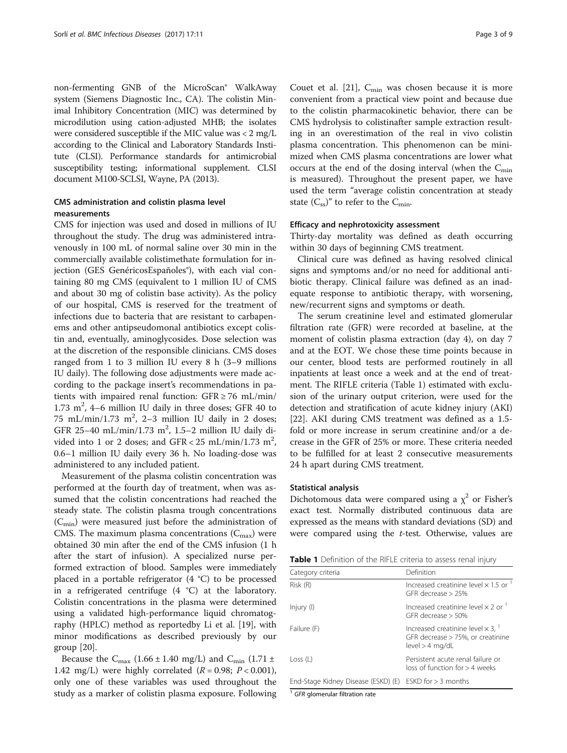non-fermenting GNB of the MicroScan® WalkAway system (Siemens Diagnostic Inc., CA). The colistin Minimal Inhibitory Concentration (MIC) was determined by microdilution using cation-adjusted MHB; the isolates were considered susceptible if the MIC value was < 2 mg/L according to the Clinical and Laboratory Standards Institute (CLSI). Performance standards for antimicrobial susceptibility testing; informational supplement. CLSI document M100-SCLSI, Wayne, PA (2013).

### CMS administration and colistin plasma level measurements

CMS for injection was used and dosed in millions of IU throughout the study. The drug was administered intravenously in 100 mL of normal saline over 30 min in the commercially available colistimethate formulation for injection (GES GenéricosEspañoles®), with each vial containing 80 mg CMS (equivalent to 1 million IU of CMS and about 30 mg of colistin base activity). As the policy of our hospital, CMS is reserved for the treatment of infections due to bacteria that are resistant to carbapenems and other antipseudomonal antibiotics except colistin and, eventually, aminoglycosides. Dose selection was at the discretion of the responsible clinicians. CMS doses ranged from 1 to 3 million IU every 8 h (3–9 millions IU daily). The following dose adjustments were made according to the package insert's recommendations in patients with impaired renal function: GFR ≥ 76 mL/min/1.73 $m^2$, 4–6 million IU daily in three doses; GFR 40 to 75 mL/min/1.73 $m^2$, 2–3 million IU daily in 2 doses; GFR 25–40 mL/min/1.73 $m^2$, 1.5–2 million IU daily divided into 1 or 2 doses; and GFR < 25 mL/min/1.73 $m^2$, 0.6–1 million IU daily every 36 h. No loading-dose was administered to any included patient.

Measurement of the plasma colistin concentration was performed at the fourth day of treatment, when was assumed that the colistin concentrations had reached the steady state. The colistin plasma trough concentrations ($C_{min}$) were measured just before the administration of CMS. The maximum plasma concentrations ($C_{max}$) were obtained 30 min after the end of the CMS infusion (1 h after the start of infusion). A specialized nurse performed extraction of blood. Samples were immediately placed in a portable refrigerator (4 °C) to be processed in a refrigerated centrifuge (4 °C) at the laboratory. Colistin concentrations in the plasma were determined using a validated high-performance liquid chromatography (HPLC) method as reportedby Li et al. [19], with minor modifications as described previously by our group [20].

Because the $C_{max}$ (1.66 ± 1.40 mg/L) and $C_{min}$ (1.71 ± 1.42 mg/L) were highly correlated ($R = 0.98$; $P < 0.001$), only one of these variables was used throughout the study as a marker of colistin plasma exposure. Following Couet et al. [21], $C_{min}$ was chosen because it is more convenient from a practical view point and because due to the colistin pharmacokinetic behavior, there can be CMS hydrolysis to colistinafter sample extraction resulting in an overestimation of the real in vivo colistin plasma concentration. This phenomenon can be minimized when CMS plasma concentrations are lower what occurs at the end of the dosing interval (when the $C_{min}$ is measured). Throughout the present paper, we have used the term "average colistin concentration at steady state ($C_{ss}$)" to refer to the $C_{min}$.

### Efficacy and nephrotoxicity assessment

Thirty-day mortality was defined as death occurring within 30 days of beginning CMS treatment.

Clinical cure was defined as having resolved clinical signs and symptoms and/or no need for additional antibiotic therapy. Clinical failure was defined as an inadequate response to antibiotic therapy, with worsening, new/recurrent signs and symptoms or death.

The serum creatinine level and estimated glomerular filtration rate (GFR) were recorded at baseline, at the moment of colistin plasma extraction (day 4), on day 7 and at the EOT. We chose these time points because in our center, blood tests are performed routinely in all inpatients at least once a week and at the end of treatment. The RIFLE criteria (Table 1) estimated with exclusion of the urinary output criterion, were used for the detection and stratification of acute kidney injury (AKI) [22]. AKI during CMS treatment was defined as a 1.5-fold or more increase in serum creatinine and/or a decrease in the GFR of 25% or more. These criteria needed to be fulfilled for at least 2 consecutive measurements 24 h apart during CMS treatment.

### Statistical analysis

Dichotomous data were compared using a $\chi^2$ or Fisher's exact test. Normally distributed continuous data are expressed as the means with standard deviations (SD) and were compared using the *t*-test. Otherwise, values are

**Table 1** Definition of the RIFLE criteria to assess renal injury

| Category criteria | Definition |
|---|---|
| Risk (R) | Increased creatinine level × 1.5 or [1] GFR decrease > 25% |
| Injury (I) | Increased creatinine level × 2 or [1] GFR decrease > 50% |
| Failure (F) | Increased creatinine level × 3, [1] GFR decrease > 75%, or creatinine level > 4 mg/dL |
| Loss (L) | Persistent acute renal failure or loss of function for > 4 weeks |
| End-Stage Kidney Disease (ESKD) (E) | ESKD for > 3 months |

[1] *GFR* glomerular filtration rate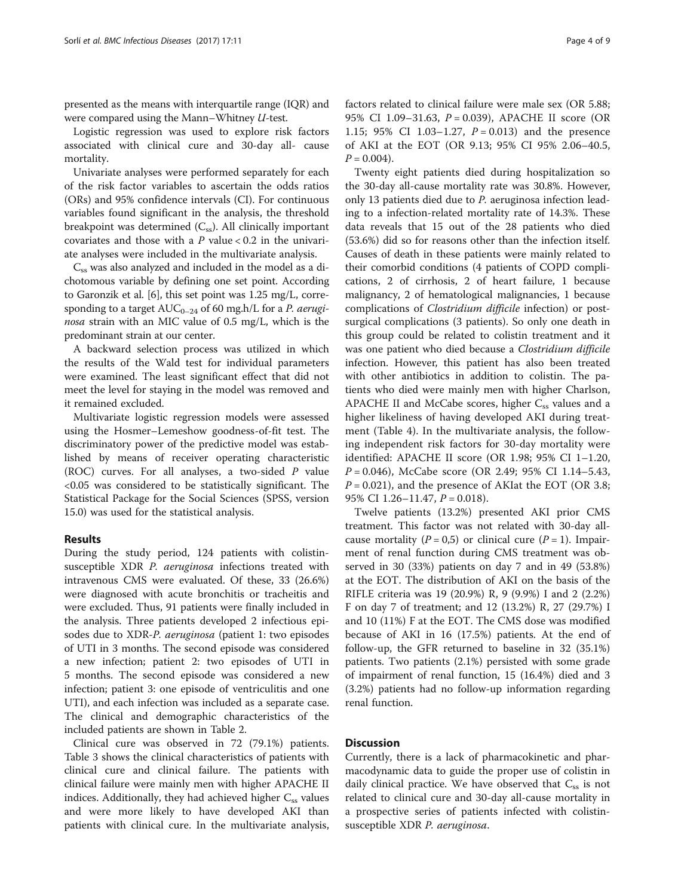presented as the means with interquartile range (IQR) and were compared using the Mann–Whitney *U*-test.

Logistic regression was used to explore risk factors associated with clinical cure and 30-day all- cause mortality.

Univariate analyses were performed separately for each of the risk factor variables to ascertain the odds ratios (ORs) and 95% confidence intervals (CI). For continuous variables found significant in the analysis, the threshold breakpoint was determined ($C_{ss}$). All clinically important covariates and those with a $P$ value < 0.2 in the univariate analyses were included in the multivariate analysis.

$C_{ss}$ was also analyzed and included in the model as a dichotomous variable by defining one set point. According to Garonzik et al. [6], this set point was 1.25 mg/L, corresponding to a target $AUC_{0-24}$ of 60 mg.h/L for a *P. aeruginosa* strain with an MIC value of 0.5 mg/L, which is the predominant strain at our center.

A backward selection process was utilized in which the results of the Wald test for individual parameters were examined. The least significant effect that did not meet the level for staying in the model was removed and it remained excluded.

Multivariate logistic regression models were assessed using the Hosmer–Lemeshow goodness-of-fit test. The discriminatory power of the predictive model was established by means of receiver operating characteristic (ROC) curves. For all analyses, a two-sided $P$ value <0.05 was considered to be statistically significant. The Statistical Package for the Social Sciences (SPSS, version 15.0) was used for the statistical analysis.

## Results

During the study period, 124 patients with colistin-susceptible XDR *P. aeruginosa* infections treated with intravenous CMS were evaluated. Of these, 33 (26.6%) were diagnosed with acute bronchitis or tracheitis and were excluded. Thus, 91 patients were finally included in the analysis. Three patients developed 2 infectious episodes due to XDR-*P. aeruginosa* (patient 1: two episodes of UTI in 3 months. The second episode was considered a new infection; patient 2: two episodes of UTI in 5 months. The second episode was considered a new infection; patient 3: one episode of ventriculitis and one UTI), and each infection was included as a separate case. The clinical and demographic characteristics of the included patients are shown in Table 2.

Clinical cure was observed in 72 (79.1%) patients. Table 3 shows the clinical characteristics of patients with clinical cure and clinical failure. The patients with clinical failure were mainly men with higher APACHE II indices. Additionally, they had achieved higher $C_{ss}$ values and were more likely to have developed AKI than patients with clinical cure. In the multivariate analysis, factors related to clinical failure were male sex (OR 5.88; 95% CI 1.09–31.63, $P = 0.039$), APACHE II score (OR 1.15; 95% CI 1.03–1.27, $P = 0.013$) and the presence of AKI at the EOT (OR 9.13; 95% CI 95% 2.06–40.5, $P = 0.004$).

Twenty eight patients died during hospitalization so the 30-day all-cause mortality rate was 30.8%. However, only 13 patients died due to *P. aeruginosa* infection leading to a infection-related mortality rate of 14.3%. These data reveals that 15 out of the 28 patients who died (53.6%) did so for reasons other than the infection itself. Causes of death in these patients were mainly related to their comorbid conditions (4 patients of COPD complications, 2 of cirrhosis, 2 of heart failure, 1 because malignancy, 2 of hematological malignancies, 1 because complications of *Clostridium difficile* infection) or post-surgical complications (3 patients). So only one death in this group could be related to colistin treatment and it was one patient who died because a *Clostridium difficile* infection. However, this patient has also been treated with other antibiotics in addition to colistin. The patients who died were mainly men with higher Charlson, APACHE II and McCabe scores, higher $C_{ss}$ values and a higher likeliness of having developed AKI during treatment (Table 4). In the multivariate analysis, the following independent risk factors for 30-day mortality were identified: APACHE II score (OR 1.98; 95% CI 1–1.20, $P = 0.046$), McCabe score (OR 2.49; 95% CI 1.14–5.43, $P = 0.021$), and the presence of AKIat the EOT (OR 3.8; 95% CI 1.26–11.47, $P = 0.018$).

Twelve patients (13.2%) presented AKI prior CMS treatment. This factor was not related with 30-day all-cause mortality ($P = 0{,}5$) or clinical cure ($P = 1$). Impairment of renal function during CMS treatment was observed in 30 (33%) patients on day 7 and in 49 (53.8%) at the EOT. The distribution of AKI on the basis of the RIFLE criteria was 19 (20.9%) R, 9 (9.9%) I and 2 (2.2%) F on day 7 of treatment; and 12 (13.2%) R, 27 (29.7%) I and 10 (11%) F at the EOT. The CMS dose was modified because of AKI in 16 (17.5%) patients. At the end of follow-up, the GFR returned to baseline in 32 (35.1%) patients. Two patients (2.1%) persisted with some grade of impairment of renal function, 15 (16.4%) died and 3 (3.2%) patients had no follow-up information regarding renal function.

## Discussion

Currently, there is a lack of pharmacokinetic and pharmacodynamic data to guide the proper use of colistin in daily clinical practice. We have observed that $C_{ss}$ is not related to clinical cure and 30-day all-cause mortality in a prospective series of patients infected with colistin-susceptible XDR *P. aeruginosa*.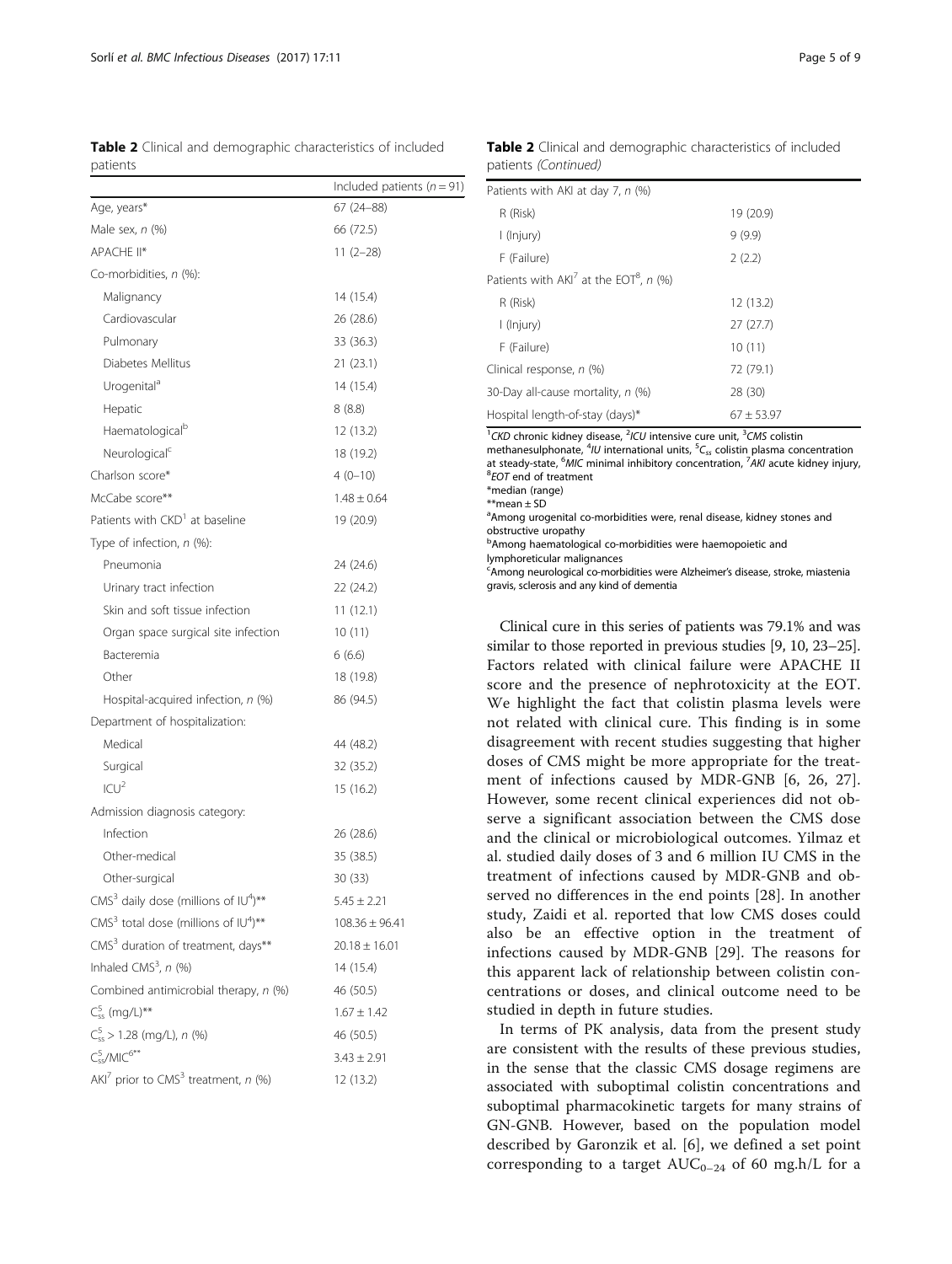**Table 2** Clinical and demographic characteristics of included patients

| | Included patients (*n* = 91) |
|---|---|
| Age, years* | 67 (24–88) |
| Male sex, *n* (%) | 66 (72.5) |
| APACHE II* | 11 (2–28) |
| Co-morbidities, *n* (%): | |
| Malignancy | 14 (15.4) |
| Cardiovascular | 26 (28.6) |
| Pulmonary | 33 (36.3) |
| Diabetes Mellitus | 21 (23.1) |
| Urogenital[a] | 14 (15.4) |
| Hepatic | 8 (8.8) |
| Haematological[b] | 12 (13.2) |
| Neurological[c] | 18 (19.2) |
| Charlson score* | 4 (0–10) |
| McCabe score** | 1.48 ± 0.64 |
| Patients with CKD[1] at baseline | 19 (20.9) |
| Type of infection, *n* (%): | |
| Pneumonia | 24 (24.6) |
| Urinary tract infection | 22 (24.2) |
| Skin and soft tissue infection | 11 (12.1) |
| Organ space surgical site infection | 10 (11) |
| Bacteremia | 6 (6.6) |
| Other | 18 (19.8) |
| Hospital-acquired infection, *n* (%) | 86 (94.5) |
| Department of hospitalization: | |
| Medical | 44 (48.2) |
| Surgical | 32 (35.2) |
| ICU[2] | 15 (16.2) |
| Admission diagnosis category: | |
| Infection | 26 (28.6) |
| Other-medical | 35 (38.5) |
| Other-surgical | 30 (33) |
| CMS[3] daily dose (millions of IU[4])** | 5.45 ± 2.21 |
| CMS[3] total dose (millions of IU[4])** | 108.36 ± 96.41 |
| CMS[3] duration of treatment, days** | 20.18 ± 16.01 |
| Inhaled CMS[3], *n* (%) | 14 (15.4) |
| Combined antimicrobial therapy, *n* (%) | 46 (50.5) |
| $C_{ss}^{5}$ (mg/L)** | 1.67 ± 1.42 |
| $C_{ss}^{5}$ > 1.28 (mg/L), *n* (%) | 46 (50.5) |
| $C_{ss}^{5}$/MIC[6]** | 3.43 ± 2.91 |
| AKI[7] prior to CMS[3] treatment, *n* (%) | 12 (13.2) |
| Patients with AKI at day 7, *n* (%) | |
| R (Risk) | 19 (20.9) |
| I (Injury) | 9 (9.9) |
| F (Failure) | 2 (2.2) |
| Patients with AKI[7] at the EOT[8], *n* (%) | |
| R (Risk) | 12 (13.2) |
| I (Injury) | 27 (27.7) |
| F (Failure) | 10 (11) |
| Clinical response, *n* (%) | 72 (79.1) |
| 30-Day all-cause mortality, *n* (%) | 28 (30) |
| Hospital length-of-stay (days)* | 67 ± 53.97 |

[1]*CKD* chronic kidney disease, [2]*ICU* intensive cure unit, [3]*CMS* colistin methanesulphonate, [4]*IU* international units, [5]$C_{ss}$ colistin plasma concentration at steady-state, [6]*MIC* minimal inhibitory concentration, [7]*AKI* acute kidney injury, [8]*EOT* end of treatment
*median (range)
**mean ± SD
[a]Among urogenital co-morbidities were, renal disease, kidney stones and obstructive uropathy
[b]Among haematological co-morbidities were haemopoietic and lymphoreticular malignances
[c]Among neurological co-morbidities were Alzheimer's disease, stroke, miastenia gravis, sclerosis and any kind of dementia

Clinical cure in this series of patients was 79.1% and was similar to those reported in previous studies [9, 10, 23–25]. Factors related with clinical failure were APACHE II score and the presence of nephrotoxicity at the EOT. We highlight the fact that colistin plasma levels were not related with clinical cure. This finding is in some disagreement with recent studies suggesting that higher doses of CMS might be more appropriate for the treatment of infections caused by MDR-GNB [6, 26, 27]. However, some recent clinical experiences did not observe a significant association between the CMS dose and the clinical or microbiological outcomes. Yilmaz et al. studied daily doses of 3 and 6 million IU CMS in the treatment of infections caused by MDR-GNB and observed no differences in the end points [28]. In another study, Zaidi et al. reported that low CMS doses could also be an effective option in the treatment of infections caused by MDR-GNB [29]. The reasons for this apparent lack of relationship between colistin concentrations or doses, and clinical outcome need to be studied in depth in future studies.

In terms of PK analysis, data from the present study are consistent with the results of these previous studies, in the sense that the classic CMS dosage regimens are associated with suboptimal colistin concentrations and suboptimal pharmacokinetic targets for many strains of GN-GNB. However, based on the population model described by Garonzik et al. [6], we defined a set point corresponding to a target $AUC_{0-24}$ of 60 mg.h/L for a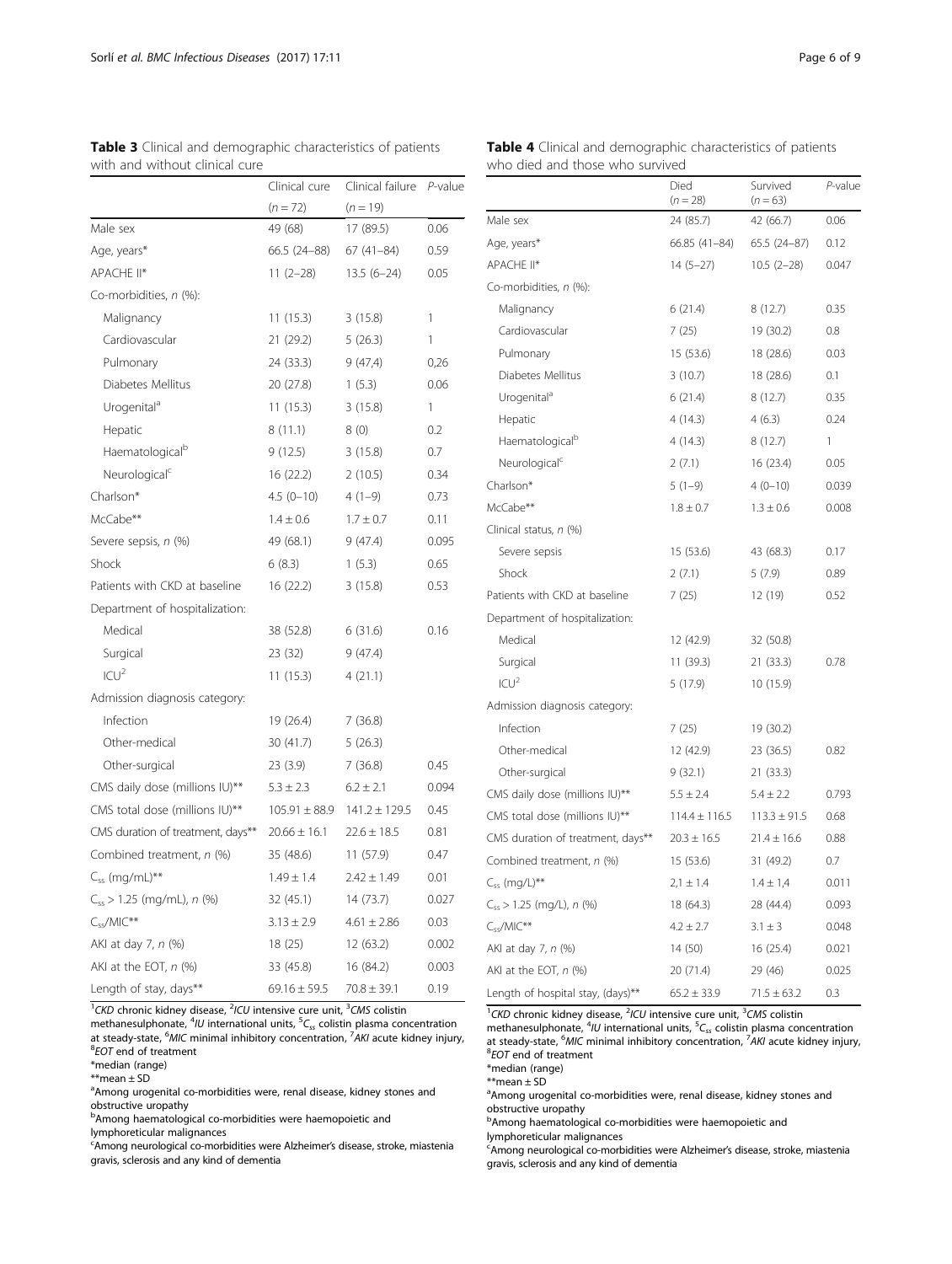**Table 3** Clinical and demographic characteristics of patients with and without clinical cure

| | Clinical cure | Clinical failure | *P*-value |
|---|---|---|---|
| | (*n* = 72) | (*n* = 19) | |
| Male sex | 49 (68) | 17 (89.5) | 0.06 |
| Age, years* | 66.5 (24–88) | 67 (41–84) | 0.59 |
| APACHE II* | 11 (2–28) | 13.5 (6–24) | 0.05 |
| Co-morbidities, *n* (%): | | | |
| Malignancy | 11 (15.3) | 3 (15.8) | 1 |
| Cardiovascular | 21 (29.2) | 5 (26.3) | 1 |
| Pulmonary | 24 (33.3) | 9 (47,4) | 0,26 |
| Diabetes Mellitus | 20 (27.8) | 1 (5.3) | 0.06 |
| Urogenital[a] | 11 (15.3) | 3 (15.8) | 1 |
| Hepatic | 8 (11.1) | 8 (0) | 0.2 |
| Haematological[b] | 9 (12.5) | 3 (15.8) | 0.7 |
| Neurological[c] | 16 (22.2) | 2 (10.5) | 0.34 |
| Charlson* | 4.5 (0–10) | 4 (1–9) | 0.73 |
| McCabe** | 1.4 ± 0.6 | 1.7 ± 0.7 | 0.11 |
| Severe sepsis, *n* (%) | 49 (68.1) | 9 (47.4) | 0.095 |
| Shock | 6 (8.3) | 1 (5.3) | 0.65 |
| Patients with CKD at baseline | 16 (22.2) | 3 (15.8) | 0.53 |
| Department of hospitalization: | | | |
| Medical | 38 (52.8) | 6 (31.6) | 0.16 |
| Surgical | 23 (32) | 9 (47.4) | |
| ICU[2] | 11 (15.3) | 4 (21.1) | |
| Admission diagnosis category: | | | |
| Infection | 19 (26.4) | 7 (36.8) | |
| Other-medical | 30 (41.7) | 5 (26.3) | |
| Other-surgical | 23 (3.9) | 7 (36.8) | 0.45 |
| CMS daily dose (millions IU)** | 5.3 ± 2.3 | 6.2 ± 2.1 | 0.094 |
| CMS total dose (millions IU)** | 105.91 ± 88.9 | 141.2 ± 129.5 | 0.45 |
| CMS duration of treatment, days** | 20.66 ± 16.1 | 22.6 ± 18.5 | 0.81 |
| Combined treatment, *n* (%) | 35 (48.6) | 11 (57.9) | 0.47 |
| $C_{ss}$ (mg/mL)** | 1.49 ± 1.4 | 2.42 ± 1.49 | 0.01 |
| $C_{ss}$ > 1.25 (mg/mL), *n* (%) | 32 (45.1) | 14 (73.7) | 0.027 |
| $C_{ss}$/MIC** | 3.13 ± 2.9 | 4.61 ± 2.86 | 0.03 |
| AKI at day 7, *n* (%) | 18 (25) | 12 (63.2) | 0.002 |
| AKI at the EOT, *n* (%) | 33 (45.8) | 16 (84.2) | 0.003 |
| Length of stay, days** | 69.16 ± 59.5 | 70.8 ± 39.1 | 0.19 |

[1]*CKD* chronic kidney disease, [2]*ICU* intensive cure unit, [3]*CMS* colistin methanesulphonate, [4]*IU* international units, [5]$C_{ss}$ colistin plasma concentration at steady-state, [6]*MIC* minimal inhibitory concentration, [7]*AKI* acute kidney injury, [8]*EOT* end of treatment
*median (range)
**mean ± SD
[a]Among urogenital co-morbidities were, renal disease, kidney stones and obstructive uropathy
[b]Among haematological co-morbidities were haemopoietic and lymphoreticular malignances
[c]Among neurological co-morbidities were Alzheimer's disease, stroke, miastenia gravis, sclerosis and any kind of dementia

**Table 4** Clinical and demographic characteristics of patients who died and those who survived

| | Died (*n* = 28) | Survived (*n* = 63) | *P*-value |
|---|---|---|---|
| Male sex | 24 (85.7) | 42 (66.7) | 0.06 |
| Age, years* | 66.85 (41–84) | 65.5 (24–87) | 0.12 |
| APACHE II* | 14 (5–27) | 10.5 (2–28) | 0.047 |
| Co-morbidities, *n* (%): | | | |
| Malignancy | 6 (21.4) | 8 (12.7) | 0.35 |
| Cardiovascular | 7 (25) | 19 (30.2) | 0.8 |
| Pulmonary | 15 (53.6) | 18 (28.6) | 0.03 |
| Diabetes Mellitus | 3 (10.7) | 18 (28.6) | 0.1 |
| Urogenital[a] | 6 (21.4) | 8 (12.7) | 0.35 |
| Hepatic | 4 (14.3) | 4 (6.3) | 0.24 |
| Haematological[b] | 4 (14.3) | 8 (12.7) | 1 |
| Neurological[c] | 2 (7.1) | 16 (23.4) | 0.05 |
| Charlson* | 5 (1–9) | 4 (0–10) | 0.039 |
| McCabe** | 1.8 ± 0.7 | 1.3 ± 0.6 | 0.008 |
| Clinical status, *n* (%) | | | |
| Severe sepsis | 15 (53.6) | 43 (68.3) | 0.17 |
| Shock | 2 (7.1) | 5 (7.9) | 0.89 |
| Patients with CKD at baseline | 7 (25) | 12 (19) | 0.52 |
| Department of hospitalization: | | | |
| Medical | 12 (42.9) | 32 (50.8) | |
| Surgical | 11 (39.3) | 21 (33.3) | 0.78 |
| ICU[2] | 5 (17.9) | 10 (15.9) | |
| Admission diagnosis category: | | | |
| Infection | 7 (25) | 19 (30.2) | |
| Other-medical | 12 (42.9) | 23 (36.5) | 0.82 |
| Other-surgical | 9 (32.1) | 21 (33.3) | |
| CMS daily dose (millions IU)** | 5.5 ± 2.4 | 5.4 ± 2.2 | 0.793 |
| CMS total dose (millions IU)** | 114.4 ± 116.5 | 113.3 ± 91.5 | 0.68 |
| CMS duration of treatment, days** | 20.3 ± 16.5 | 21.4 ± 16.6 | 0.88 |
| Combined treatment, *n* (%) | 15 (53.6) | 31 (49.2) | 0.7 |
| $C_{ss}$ (mg/L)** | 2,1 ± 1.4 | 1.4 ± 1,4 | 0.011 |
| $C_{ss}$ > 1.25 (mg/L), *n* (%) | 18 (64.3) | 28 (44.4) | 0.093 |
| $C_{ss}$/MIC** | 4.2 ± 2.7 | 3.1 ± 3 | 0.048 |
| AKI at day 7, *n* (%) | 14 (50) | 16 (25.4) | 0.021 |
| AKI at the EOT, *n* (%) | 20 (71.4) | 29 (46) | 0.025 |
| Length of hospital stay, (days)** | 65.2 ± 33.9 | 71.5 ± 63.2 | 0.3 |

[1]*CKD* chronic kidney disease, [2]*ICU* intensive cure unit, [3]*CMS* colistin methanesulphonate, [4]*IU* international units, [5]$C_{ss}$ colistin plasma concentration at steady-state, [6]*MIC* minimal inhibitory concentration, [7]*AKI* acute kidney injury, [8]*EOT* end of treatment
*median (range)
**mean ± SD
[a]Among urogenital co-morbidities were, renal disease, kidney stones and obstructive uropathy
[b]Among haematological co-morbidities were haemopoietic and lymphoreticular malignances
[c]Among neurological co-morbidities were Alzheimer's disease, stroke, miastenia gravis, sclerosis and any kind of dementia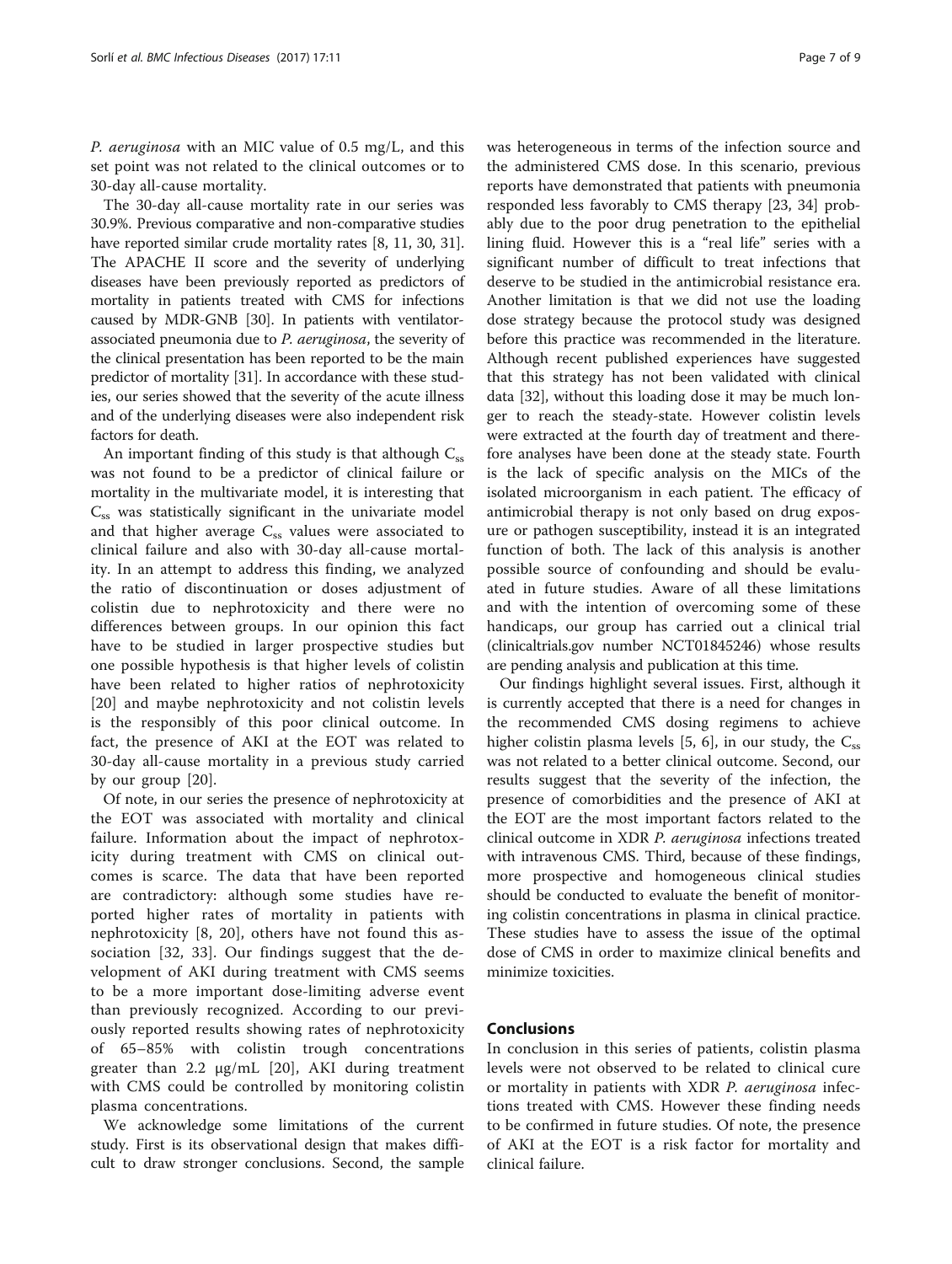*P. aeruginosa* with an MIC value of 0.5 mg/L, and this set point was not related to the clinical outcomes or to 30-day all-cause mortality.

The 30-day all-cause mortality rate in our series was 30.9%. Previous comparative and non-comparative studies have reported similar crude mortality rates [8, 11, 30, 31]. The APACHE II score and the severity of underlying diseases have been previously reported as predictors of mortality in patients treated with CMS for infections caused by MDR-GNB [30]. In patients with ventilator-associated pneumonia due to *P. aeruginosa*, the severity of the clinical presentation has been reported to be the main predictor of mortality [31]. In accordance with these studies, our series showed that the severity of the acute illness and of the underlying diseases were also independent risk factors for death.

An important finding of this study is that although $C_{ss}$ was not found to be a predictor of clinical failure or mortality in the multivariate model, it is interesting that $C_{ss}$ was statistically significant in the univariate model and that higher average $C_{ss}$ values were associated to clinical failure and also with 30-day all-cause mortality. In an attempt to address this finding, we analyzed the ratio of discontinuation or doses adjustment of colistin due to nephrotoxicity and there were no differences between groups. In our opinion this fact have to be studied in larger prospective studies but one possible hypothesis is that higher levels of colistin have been related to higher ratios of nephrotoxicity [20] and maybe nephrotoxicity and not colistin levels is the responsibly of this poor clinical outcome. In fact, the presence of AKI at the EOT was related to 30-day all-cause mortality in a previous study carried by our group [20].

Of note, in our series the presence of nephrotoxicity at the EOT was associated with mortality and clinical failure. Information about the impact of nephrotoxicity during treatment with CMS on clinical outcomes is scarce. The data that have been reported are contradictory: although some studies have reported higher rates of mortality in patients with nephrotoxicity [8, 20], others have not found this association [32, 33]. Our findings suggest that the development of AKI during treatment with CMS seems to be a more important dose-limiting adverse event than previously recognized. According to our previously reported results showing rates of nephrotoxicity of 65–85% with colistin trough concentrations greater than 2.2 μg/mL [20], AKI during treatment with CMS could be controlled by monitoring colistin plasma concentrations.

We acknowledge some limitations of the current study. First is its observational design that makes difficult to draw stronger conclusions. Second, the sample was heterogeneous in terms of the infection source and the administered CMS dose. In this scenario, previous reports have demonstrated that patients with pneumonia responded less favorably to CMS therapy [23, 34] probably due to the poor drug penetration to the epithelial lining fluid. However this is a "real life" series with a significant number of difficult to treat infections that deserve to be studied in the antimicrobial resistance era. Another limitation is that we did not use the loading dose strategy because the protocol study was designed before this practice was recommended in the literature. Although recent published experiences have suggested that this strategy has not been validated with clinical data [32], without this loading dose it may be much longer to reach the steady-state. However colistin levels were extracted at the fourth day of treatment and therefore analyses have been done at the steady state. Fourth is the lack of specific analysis on the MICs of the isolated microorganism in each patient. The efficacy of antimicrobial therapy is not only based on drug exposure or pathogen susceptibility, instead it is an integrated function of both. The lack of this analysis is another possible source of confounding and should be evaluated in future studies. Aware of all these limitations and with the intention of overcoming some of these handicaps, our group has carried out a clinical trial (clinicaltrials.gov number NCT01845246) whose results are pending analysis and publication at this time.

Our findings highlight several issues. First, although it is currently accepted that there is a need for changes in the recommended CMS dosing regimens to achieve higher colistin plasma levels [5, 6], in our study, the $C_{ss}$ was not related to a better clinical outcome. Second, our results suggest that the severity of the infection, the presence of comorbidities and the presence of AKI at the EOT are the most important factors related to the clinical outcome in XDR *P. aeruginosa* infections treated with intravenous CMS. Third, because of these findings, more prospective and homogeneous clinical studies should be conducted to evaluate the benefit of monitoring colistin concentrations in plasma in clinical practice. These studies have to assess the issue of the optimal dose of CMS in order to maximize clinical benefits and minimize toxicities.

## Conclusions

In conclusion in this series of patients, colistin plasma levels were not observed to be related to clinical cure or mortality in patients with XDR *P. aeruginosa* infections treated with CMS. However these finding needs to be confirmed in future studies. Of note, the presence of AKI at the EOT is a risk factor for mortality and clinical failure.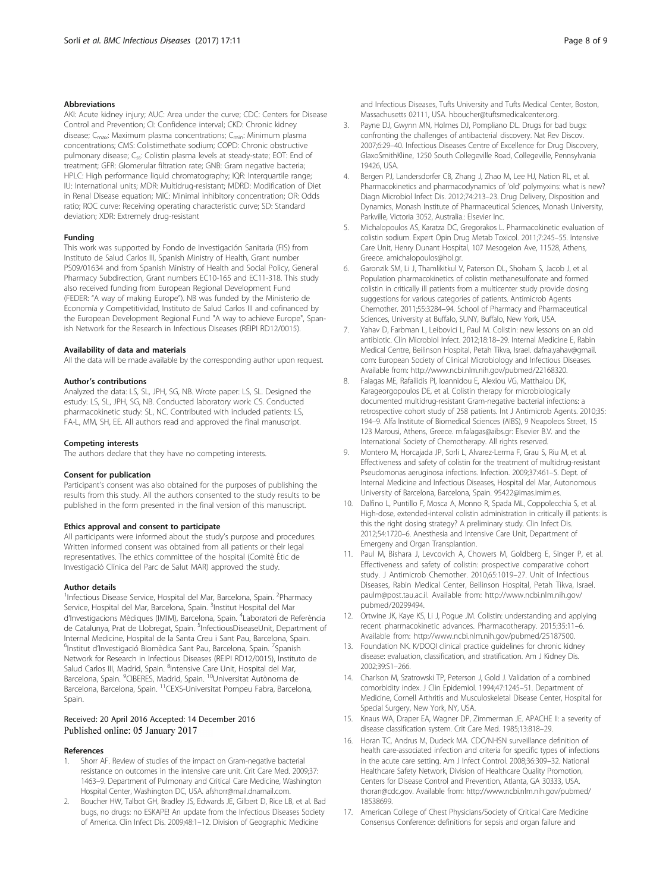### Abbreviations

AKI: Acute kidney injury; AUC: Area under the curve; CDC: Centers for Disease Control and Prevention; CI: Confidence interval; CKD: Chronic kidney disease; $C_{max}$: Maximum plasma concentrations; $C_{min}$: Minimum plasma concentrations; CMS: Colistimethate sodium; COPD: Chronic obstructive pulmonary disease; $C_{ss}$: Colistin plasma levels at steady-state; EOT: End of treatment; GFR: Glomerular filtration rate; GNB: Gram negative bacteria; HPLC: High performance liquid chromatography; IQR: Interquartile range; IU: International units; MDR: Multidrug-resistant; MDRD: Modification of Diet in Renal Disease equation; MIC: Minimal inhibitory concentration; OR: Odds ratio; ROC curve: Receiving operating characteristic curve; SD: Standard deviation; XDR: Extremely drug-resistant

### Funding

This work was supported by Fondo de Investigación Sanitaria (FIS) from Instituto de Salud Carlos III, Spanish Ministry of Health, Grant number PS09/01634 and from Spanish Ministry of Health and Social Policy, General Pharmacy Subdirection, Grant numbers EC10-165 and EC11-318. This study also received funding from European Regional Development Fund (FEDER: "A way of making Europe"). NB was funded by the Ministerio de Economía y Competitividad, Instituto de Salud Carlos III and cofinanced by the European Development Regional Fund "A way to achieve Europe", Spanish Network for the Research in Infectious Diseases (REIPI RD12/0015).

### Availability of data and materials

All the data will be made available by the corresponding author upon request.

### Author's contributions

Analyzed the data: LS, SL, JPH, SG, NB. Wrote paper: LS, SL. Designed the estudy: LS, SL, JPH, SG, NB. Conducted laboratory work: CS. Conducted pharmacokinetic study: SL, NC. Contributed with included patients: LS, FA-L, MM, SH, EE. All authors read and approved the final manuscript.

### Competing interests

The authors declare that they have no competing interests.

### Consent for publication

Participant's consent was also obtained for the purposes of publishing the results from this study. All the authors consented to the study results to be published in the form presented in the final version of this manuscript.

### Ethics approval and consent to participate

All participants were informed about the study's purpose and procedures. Written informed consent was obtained from all patients or their legal representatives. The ethics committee of the hospital (Comitè Ètic de Investigació Clínica del Parc de Salut MAR) approved the study.

### Author details

[1]Infectious Disease Service, Hospital del Mar, Barcelona, Spain. [2]Pharmacy Service, Hospital del Mar, Barcelona, Spain. [3]Institut Hospital del Mar d'Investigacions Mèdiques (IMIM), Barcelona, Spain. [4]Laboratori de Referència de Catalunya, Prat de Llobregat, Spain. [5]InfectiousDiseaseUnit, Department of Internal Medicine, Hospital de la Santa Creu i Sant Pau, Barcelona, Spain. [6]Institut d'Investigació Biomèdica Sant Pau, Barcelona, Spain. [7]Spanish Network for Research in Infectious Diseases (REIPI RD12/0015), Instituto de Salud Carlos III, Madrid, Spain. [8]Intensive Care Unit, Hospital del Mar, Barcelona, Spain. [9]CIBERES, Madrid, Spain. [10]Universitat Autònoma de Barcelona, Barcelona, Spain. [11]CEXS-Universitat Pompeu Fabra, Barcelona, Spain.

Received: 20 April 2016 Accepted: 14 December 2016
Published online: 05 January 2017

### References

1. Shorr AF. Review of studies of the impact on Gram-negative bacterial resistance on outcomes in the intensive care unit. Crit Care Med. 2009;37: 1463–9. Department of Pulmonary and Critical Care Medicine, Washington Hospital Center, Washington DC, USA. afshorr@mail.dnamail.com.
2. Boucher HW, Talbot GH, Bradley JS, Edwards JE, Gilbert D, Rice LB, et al. Bad bugs, no drugs: no ESKAPE! An update from the Infectious Diseases Society of America. Clin Infect Dis. 2009;48:1–12. Division of Geographic Medicine and Infectious Diseases, Tufts University and Tufts Medical Center, Boston, Massachusetts 02111, USA. hboucher@tuftsmedicalcenter.org.
3. Payne DJ, Gwynn MN, Holmes DJ, Pompliano DL. Drugs for bad bugs: confronting the challenges of antibacterial discovery. Nat Rev Discov. 2007;6:29–40. Infectious Diseases Centre of Excellence for Drug Discovery, GlaxoSmithKline, 1250 South Collegeville Road, Collegeville, Pennsylvania 19426, USA.
4. Bergen PJ, Landersdorfer CB, Zhang J, Zhao M, Lee HJ, Nation RL, et al. Pharmacokinetics and pharmacodynamics of 'old' polymyxins: what is new? Diagn Microbiol Infect Dis. 2012;74:213–23. Drug Delivery, Disposition and Dynamics, Monash Institute of Pharmaceutical Sciences, Monash University, Parkville, Victoria 3052, Australia.: Elsevier Inc.
5. Michalopoulos AS, Karatza DC, Gregorakos L. Pharmacokinetic evaluation of colistin sodium. Expert Opin Drug Metab Toxicol. 2011;7:245–55. Intensive Care Unit, Henry Dunant Hospital, 107 Mesogeion Ave, 11528, Athens, Greece. amichalopoulos@hol.gr.
6. Garonzik SM, Li J, Thamlikitkul V, Paterson DL, Shoham S, Jacob J, et al. Population pharmacokinetics of colistin methanesulfonate and formed colistin in critically ill patients from a multicenter study provide dosing suggestions for various categories of patients. Antimicrob Agents Chemother. 2011;55:3284–94. School of Pharmacy and Pharmaceutical Sciences, University at Buffalo, SUNY, Buffalo, New York, USA.
7. Yahav D, Farbman L, Leibovici L, Paul M. Colistin: new lessons on an old antibiotic. Clin Microbiol Infect. 2012;18:18–29. Internal Medicine E, Rabin Medical Centre, Beilinson Hospital, Petah Tikva, Israel. dafna.yahav@gmail.com: European Society of Clinical Microbiology and Infectious Diseases. Available from: http://www.ncbi.nlm.nih.gov/pubmed/22168320.
8. Falagas ME, Rafailidis PI, Ioannidou E, Alexiou VG, Matthaiou DK, Karageorgopoulos DE, et al. Colistin therapy for microbiologically documented multidrug-resistant Gram-negative bacterial infections: a retrospective cohort study of 258 patients. Int J Antimicrob Agents. 2010;35: 194–9. Alfa Institute of Biomedical Sciences (AIBS), 9 Neapoleos Street, 15 123 Marousi, Athens, Greece. m.falagas@aibs.gr: Elsevier B.V. and the International Society of Chemotherapy. All rights reserved.
9. Montero M, Horcajada JP, Sorli L, Alvarez-Lerma F, Grau S, Riu M, et al. Effectiveness and safety of colistin for the treatment of multidrug-resistant Pseudomonas aeruginosa infections. Infection. 2009;37:461–5. Dept. of Internal Medicine and Infectious Diseases, Hospital del Mar, Autonomous University of Barcelona, Barcelona, Spain. 95422@imas.imim.es.
10. Dalfino L, Puntillo F, Mosca A, Monno R, Spada ML, Coppolecchia S, et al. High-dose, extended-interval colistin administration in critically ill patients: is this the right dosing strategy? A preliminary study. Clin Infect Dis. 2012;54:1720–6. Anesthesia and Intensive Care Unit, Department of Emergeny and Organ Transplantion.
11. Paul M, Bishara J, Levcovich A, Chowers M, Goldberg E, Singer P, et al. Effectiveness and safety of colistin: prospective comparative cohort study. J Antimicrob Chemother. 2010;65:1019–27. Unit of Infectious Diseases, Rabin Medical Center, Beilinson Hospital, Petah Tikva, Israel. paulm@post.tau.ac.il. Available from: http://www.ncbi.nlm.nih.gov/pubmed/20299494.
12. Ortwine JK, Kaye KS, Li J, Pogue JM. Colistin: understanding and applying recent pharmacokinetic advances. Pharmacotherapy. 2015;35:11–6. Available from: http://www.ncbi.nlm.nih.gov/pubmed/25187500.
13. Foundation NK. K/DOQI clinical practice guidelines for chronic kidney disease: evaluation, classification, and stratification. Am J Kidney Dis. 2002;39:S1–266.
14. Charlson M, Szatrowski TP, Peterson J, Gold J. Validation of a combined comorbidity index. J Clin Epidemiol. 1994;47:1245–51. Department of Medicine, Cornell Arthritis and Musculoskeletal Disease Center, Hospital for Special Surgery, New York, NY, USA.
15. Knaus WA, Draper EA, Wagner DP, Zimmerman JE. APACHE II: a severity of disease classification system. Crit Care Med. 1985;13:818–29.
16. Horan TC, Andrus M, Dudeck MA. CDC/NHSN surveillance definition of health care-associated infection and criteria for specific types of infections in the acute care setting. Am J Infect Control. 2008;36:309–32. National Healthcare Safety Network, Division of Healthcare Quality Promotion, Centers for Disease Control and Prevention, Atlanta, GA 30333, USA. thoran@cdc.gov. Available from: http://www.ncbi.nlm.nih.gov/pubmed/18538699.
17. American College of Chest Physicians/Society of Critical Care Medicine Consensus Conference: definitions for sepsis and organ failure and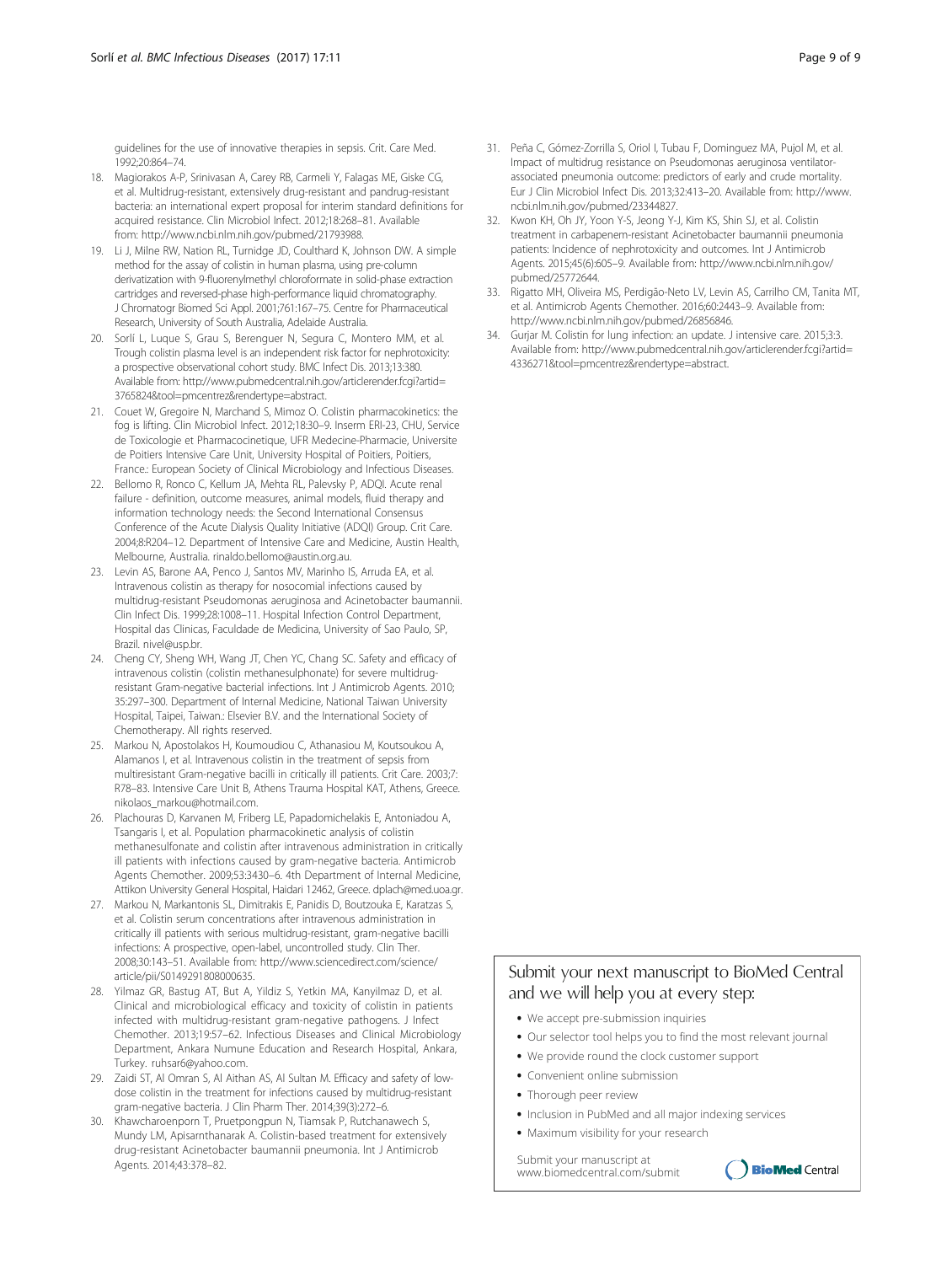guidelines for the use of innovative therapies in sepsis. Crit. Care Med. 1992;20:864–74.

18. Magiorakos A-P, Srinivasan A, Carey RB, Carmeli Y, Falagas ME, Giske CG, et al. Multidrug-resistant, extensively drug-resistant and pandrug-resistant bacteria: an international expert proposal for interim standard definitions for acquired resistance. Clin Microbiol Infect. 2012;18:268–81. Available from: http://www.ncbi.nlm.nih.gov/pubmed/21793988.
19. Li J, Milne RW, Nation RL, Turnidge JD, Coulthard K, Johnson DW. A simple method for the assay of colistin in human plasma, using pre-column derivatization with 9-fluorenylmethyl chloroformate in solid-phase extraction cartridges and reversed-phase high-performance liquid chromatography. J Chromatogr Biomed Sci Appl. 2001;761:167–75. Centre for Pharmaceutical Research, University of South Australia, Adelaide Australia.
20. Sorlí L, Luque S, Grau S, Berenguer N, Segura C, Montero MM, et al. Trough colistin plasma level is an independent risk factor for nephrotoxicity: a prospective observational cohort study. BMC Infect Dis. 2013;13:380. Available from: http://www.pubmedcentral.nih.gov/articlerender.fcgi?artid=3765824&tool=pmcentrez&rendertype=abstract.
21. Couet W, Gregoire N, Marchand S, Mimoz O. Colistin pharmacokinetics: the fog is lifting. Clin Microbiol Infect. 2012;18:30–9. Inserm ERI-23, CHU, Service de Toxicologie et Pharmacocinetique, UFR Medecine-Pharmacie, Universite de Poitiers Intensive Care Unit, University Hospital of Poitiers, Poitiers, France.: European Society of Clinical Microbiology and Infectious Diseases.
22. Bellomo R, Ronco C, Kellum JA, Mehta RL, Palevsky P, ADQI. Acute renal failure - definition, outcome measures, animal models, fluid therapy and information technology needs: the Second International Consensus Conference of the Acute Dialysis Quality Initiative (ADQI) Group. Crit Care. 2004;8:R204–12. Department of Intensive Care and Medicine, Austin Health, Melbourne, Australia. rinaldo.bellomo@austin.org.au.
23. Levin AS, Barone AA, Penco J, Santos MV, Marinho IS, Arruda EA, et al. Intravenous colistin as therapy for nosocomial infections caused by multidrug-resistant Pseudomonas aeruginosa and Acinetobacter baumannii. Clin Infect Dis. 1999;28:1008–11. Hospital Infection Control Department, Hospital das Clinicas, Faculdade de Medicina, University of Sao Paulo, SP, Brazil. nivel@usp.br.
24. Cheng CY, Sheng WH, Wang JT, Chen YC, Chang SC. Safety and efficacy of intravenous colistin (colistin methanesulphonate) for severe multidrug-resistant Gram-negative bacterial infections. Int J Antimicrob Agents. 2010; 35:297–300. Department of Internal Medicine, National Taiwan University Hospital, Taipei, Taiwan.: Elsevier B.V. and the International Society of Chemotherapy. All rights reserved.
25. Markou N, Apostolakos H, Koumoudiou C, Athanasiou M, Koutsoukou A, Alamanos I, et al. Intravenous colistin in the treatment of sepsis from multiresistant Gram-negative bacilli in critically ill patients. Crit Care. 2003;7: R78–83. Intensive Care Unit B, Athens Trauma Hospital KAT, Athens, Greece. nikolaos_markou@hotmail.com.
26. Plachouras D, Karvanen M, Friberg LE, Papadomichelakis E, Antoniadou A, Tsangaris I, et al. Population pharmacokinetic analysis of colistin methanesulfonate and colistin after intravenous administration in critically ill patients with infections caused by gram-negative bacteria. Antimicrob Agents Chemother. 2009;53:3430–6. 4th Department of Internal Medicine, Attikon University General Hospital, Haidari 12462, Greece. dplach@med.uoa.gr.
27. Markou N, Markantonis SL, Dimitrakis E, Panidis D, Boutzouka E, Karatzas S, et al. Colistin serum concentrations after intravenous administration in critically ill patients with serious multidrug-resistant, gram-negative bacilli infections: A prospective, open-label, uncontrolled study. Clin Ther. 2008;30:143–51. Available from: http://www.sciencedirect.com/science/article/pii/S0149291808000635.
28. Yilmaz GR, Bastug AT, But A, Yildiz S, Yetkin MA, Kanyilmaz D, et al. Clinical and microbiological efficacy and toxicity of colistin in patients infected with multidrug-resistant gram-negative pathogens. J Infect Chemother. 2013;19:57–62. Infectious Diseases and Clinical Microbiology Department, Ankara Numune Education and Research Hospital, Ankara, Turkey. ruhsar6@yahoo.com.
29. Zaidi ST, Al Omran S, Al Aithan AS, Al Sultan M. Efficacy and safety of low-dose colistin in the treatment for infections caused by multidrug-resistant gram-negative bacteria. J Clin Pharm Ther. 2014;39(3):272–6.
30. Khawcharoenporn T, Pruetpongpun N, Tiamsak P, Rutchanawech S, Mundy LM, Apisarnthanarak A. Colistin-based treatment for extensively drug-resistant Acinetobacter baumannii pneumonia. Int J Antimicrob Agents. 2014;43:378–82.
31. Peña C, Gómez-Zorrilla S, Oriol I, Tubau F, Dominguez MA, Pujol M, et al. Impact of multidrug resistance on Pseudomonas aeruginosa ventilator-associated pneumonia outcome: predictors of early and crude mortality. Eur J Clin Microbiol Infect Dis. 2013;32:413–20. Available from: http://www.ncbi.nlm.nih.gov/pubmed/23344827.
32. Kwon KH, Oh JY, Yoon Y-S, Jeong Y-J, Kim KS, Shin SJ, et al. Colistin treatment in carbapenem-resistant Acinetobacter baumannii pneumonia patients: Incidence of nephrotoxicity and outcomes. Int J Antimicrob Agents. 2015;45(6):605–9. Available from: http://www.ncbi.nlm.nih.gov/pubmed/25772644.
33. Rigatto MH, Oliveira MS, Perdigão-Neto LV, Levin AS, Carrilho CM, Tanita MT, et al. Antimicrob Agents Chemother. 2016;60:2443–9. Available from: http://www.ncbi.nlm.nih.gov/pubmed/26856846.
34. Gurjar M. Colistin for lung infection: an update. J intensive care. 2015;3:3. Available from: http://www.pubmedcentral.nih.gov/articlerender.fcgi?artid=4336271&tool=pmcentrez&rendertype=abstract.

Submit your next manuscript to BioMed Central and we will help you at every step:

- We accept pre-submission inquiries
- Our selector tool helps you to find the most relevant journal
- We provide round the clock customer support
- Convenient online submission
- Thorough peer review
- Inclusion in PubMed and all major indexing services
- Maximum visibility for your research

Submit your manuscript at www.biomedcentral.com/submit

BioMed Central